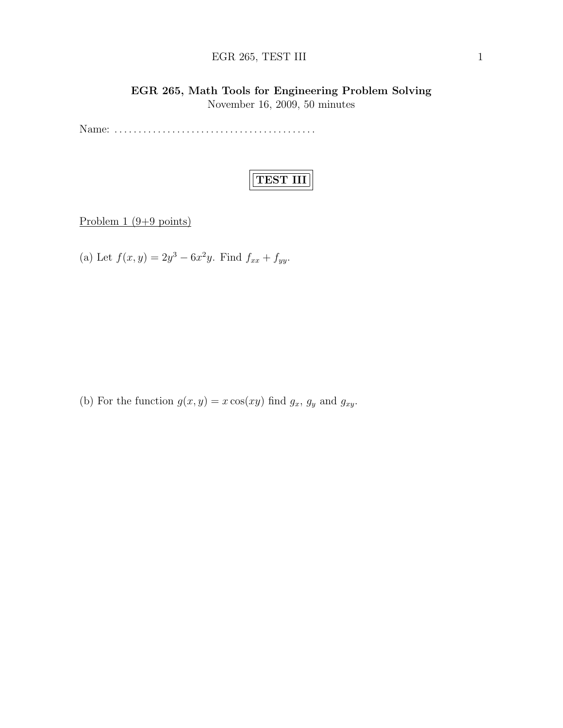**EGR 265, Math Tools for Engineering Problem Solving**

November 16, 2009, 50 minutes

Name: ..........................................

# TEST III

Problem 1 (9+9 points)

(a) Let $f(x, y) = 2y^3 - 6x^2y$. Find $f_{xx} + f_{yy}$.

(b) For the function $g(x, y) = x\cos(xy)$ find $g_x$, $g_y$ and $g_{xy}$.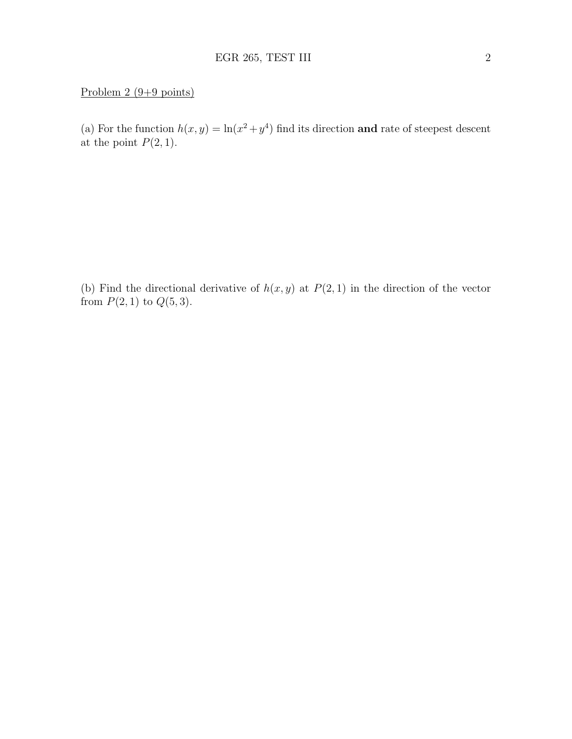Problem 2 (9+9 points)

(a) For the function $h(x, y) = \ln(x^2 + y^4)$ find its direction **and** rate of steepest descent at the point $P(2, 1)$.

(b) Find the directional derivative of $h(x, y)$ at $P(2, 1)$ in the direction of the vector from $P(2, 1)$ to $Q(5, 3)$.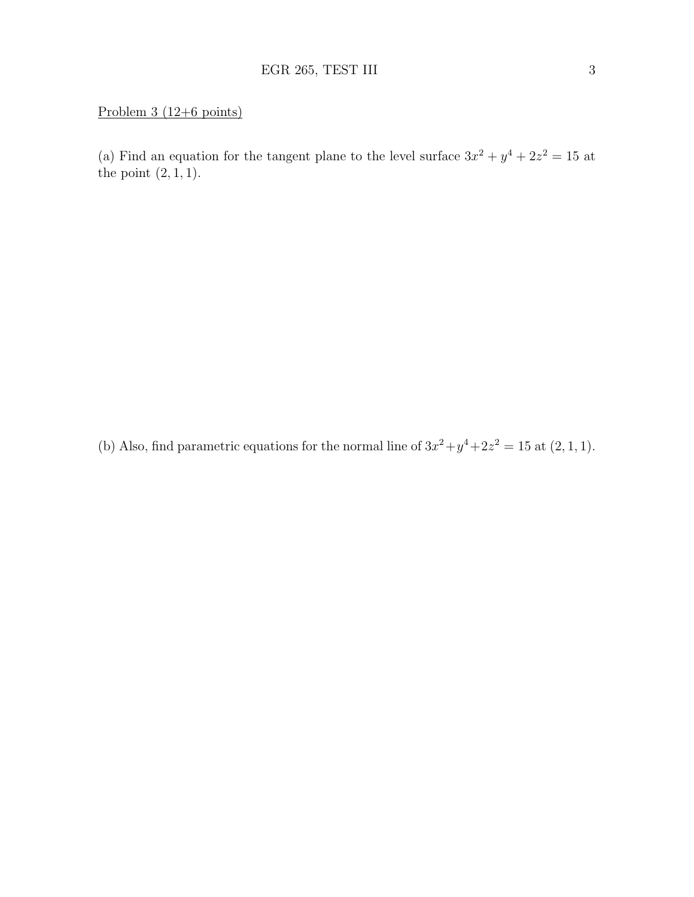Problem 3 (12+6 points)

(a) Find an equation for the tangent plane to the level surface $3x^2 + y^4 + 2z^2 = 15$ at the point $(2, 1, 1)$.

(b) Also, find parametric equations for the normal line of $3x^2 + y^4 + 2z^2 = 15$ at $(2, 1, 1)$.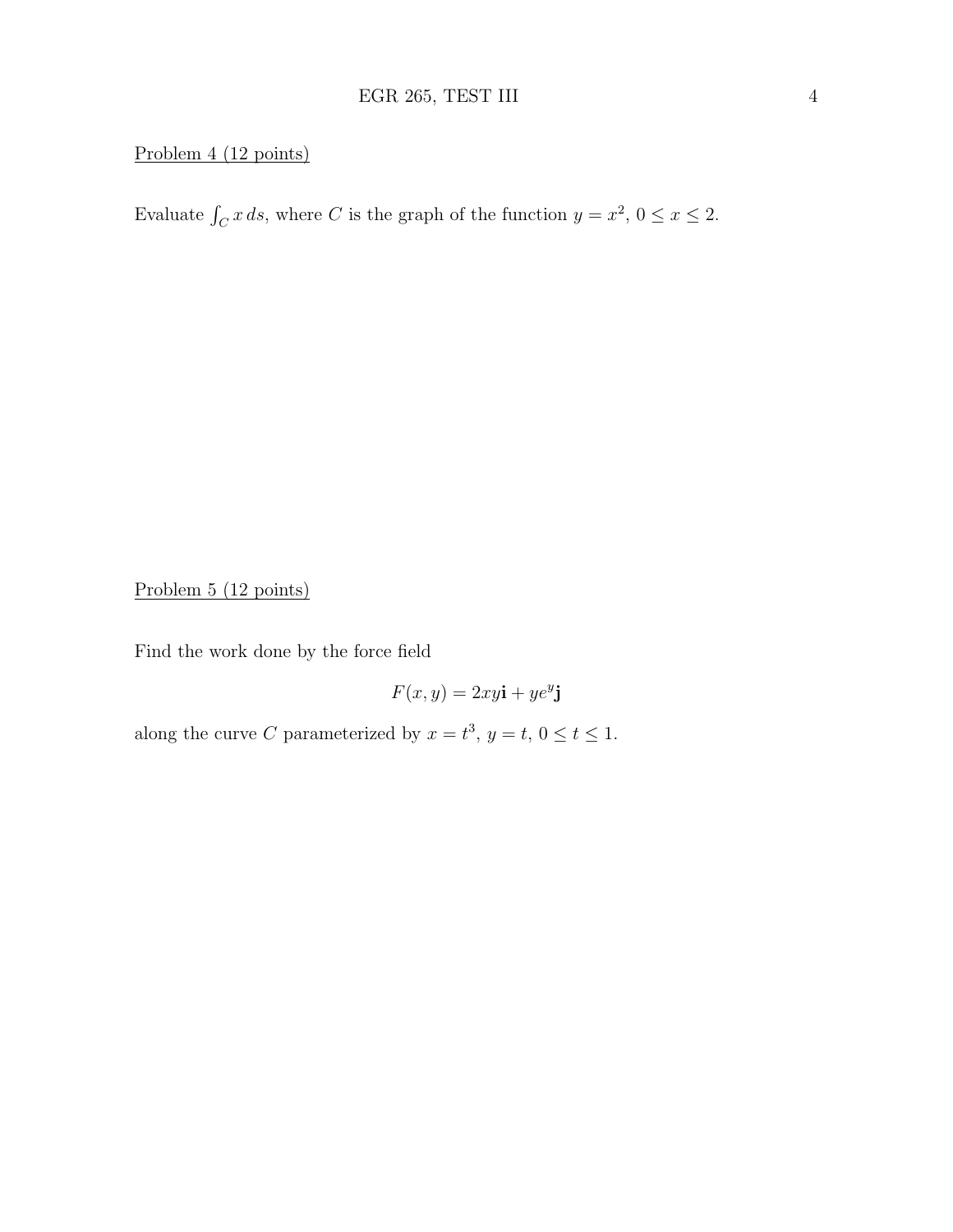Problem 4 (12 points)

Evaluate $\int_C x\, ds$, where $C$ is the graph of the function $y = x^2$, $0 \leq x \leq 2$.

Problem 5 (12 points)

Find the work done by the force field

$$F(x, y) = 2xy\mathbf{i} + ye^y\mathbf{j}$$

along the curve $C$ parameterized by $x = t^3$, $y = t$, $0 \leq t \leq 1$.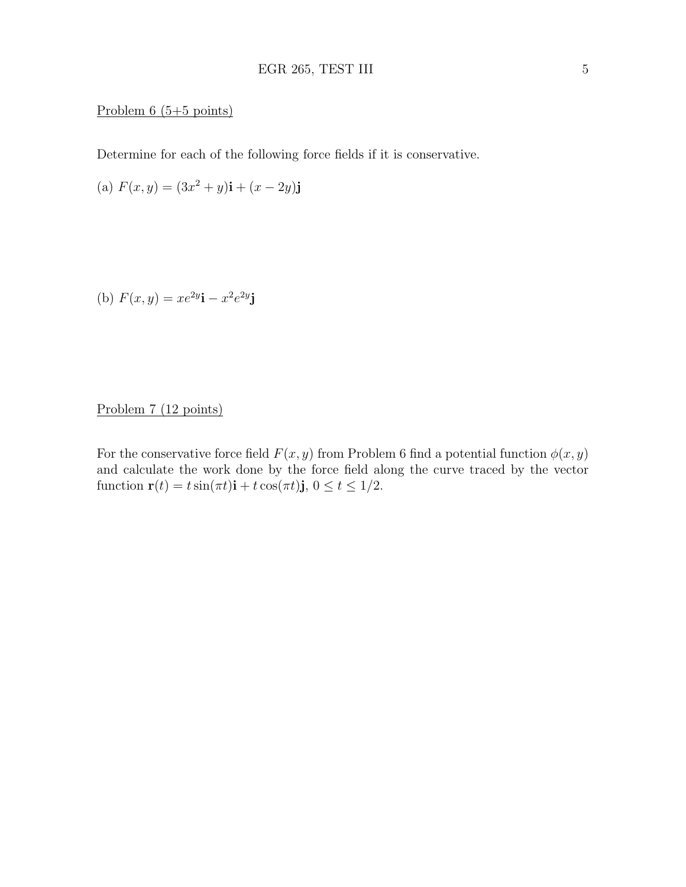Problem 6 (5+5 points)

Determine for each of the following force fields if it is conservative.

(a) $F(x, y) = (3x^2 + y)\mathbf{i} + (x - 2y)\mathbf{j}$

(b) $F(x, y) = xe^{2y}\mathbf{i} - x^2e^{2y}\mathbf{j}$

Problem 7 (12 points)

For the conservative force field $F(x, y)$ from Problem 6 find a potential function $\phi(x, y)$ and calculate the work done by the force field along the curve traced by the vector function $\mathbf{r}(t) = t\sin(\pi t)\mathbf{i} + t\cos(\pi t)\mathbf{j}$, $0 \leq t \leq 1/2$.